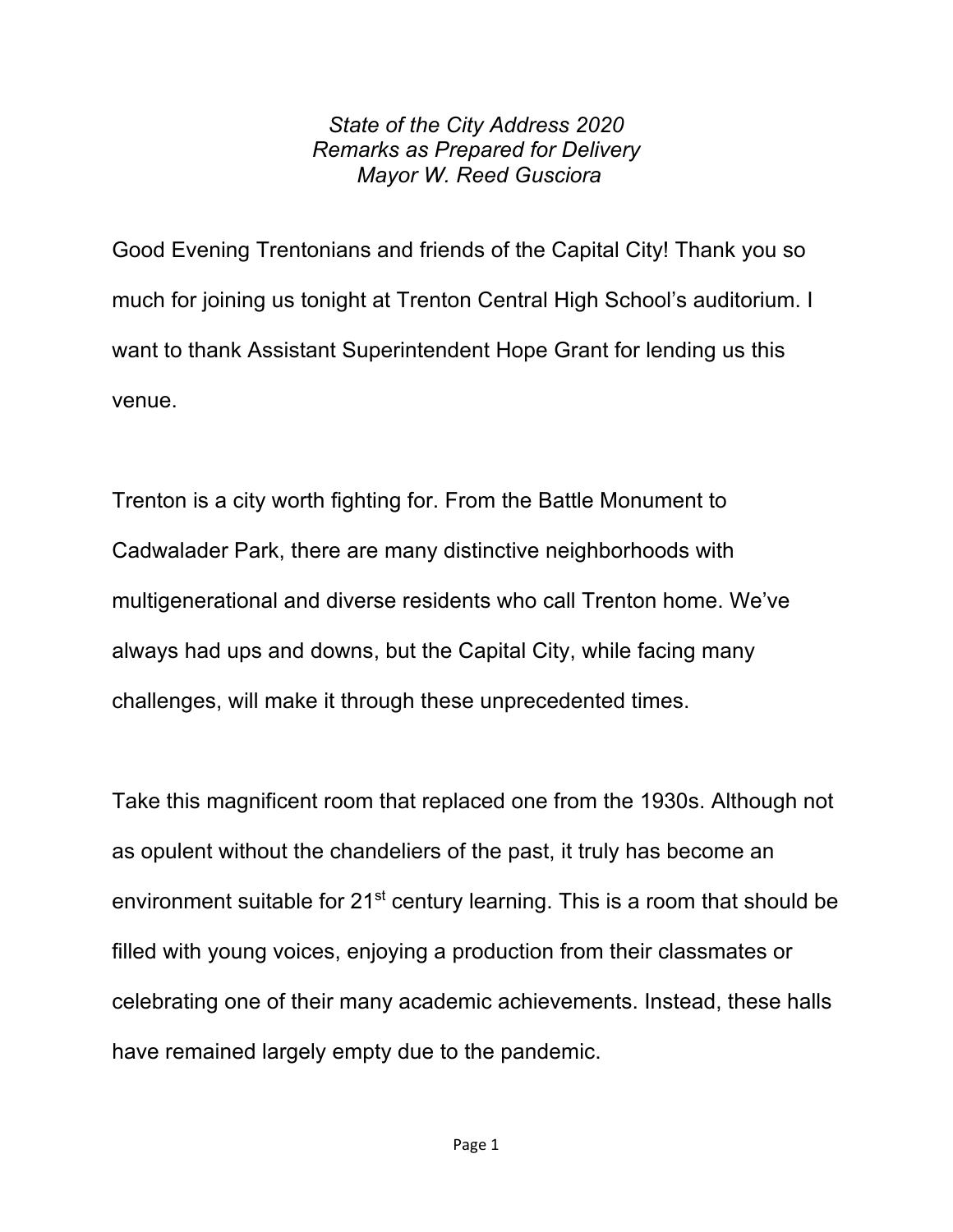*State of the City Address 2020*
*Remarks as Prepared for Delivery*
*Mayor W. Reed Gusciora*

Good Evening Trentonians and friends of the Capital City! Thank you so much for joining us tonight at Trenton Central High School's auditorium. I want to thank Assistant Superintendent Hope Grant for lending us this venue.

Trenton is a city worth fighting for. From the Battle Monument to Cadwalader Park, there are many distinctive neighborhoods with multigenerational and diverse residents who call Trenton home. We've always had ups and downs, but the Capital City, while facing many challenges, will make it through these unprecedented times.

Take this magnificent room that replaced one from the 1930s. Although not as opulent without the chandeliers of the past, it truly has become an environment suitable for 21st century learning. This is a room that should be filled with young voices, enjoying a production from their classmates or celebrating one of their many academic achievements. Instead, these halls have remained largely empty due to the pandemic.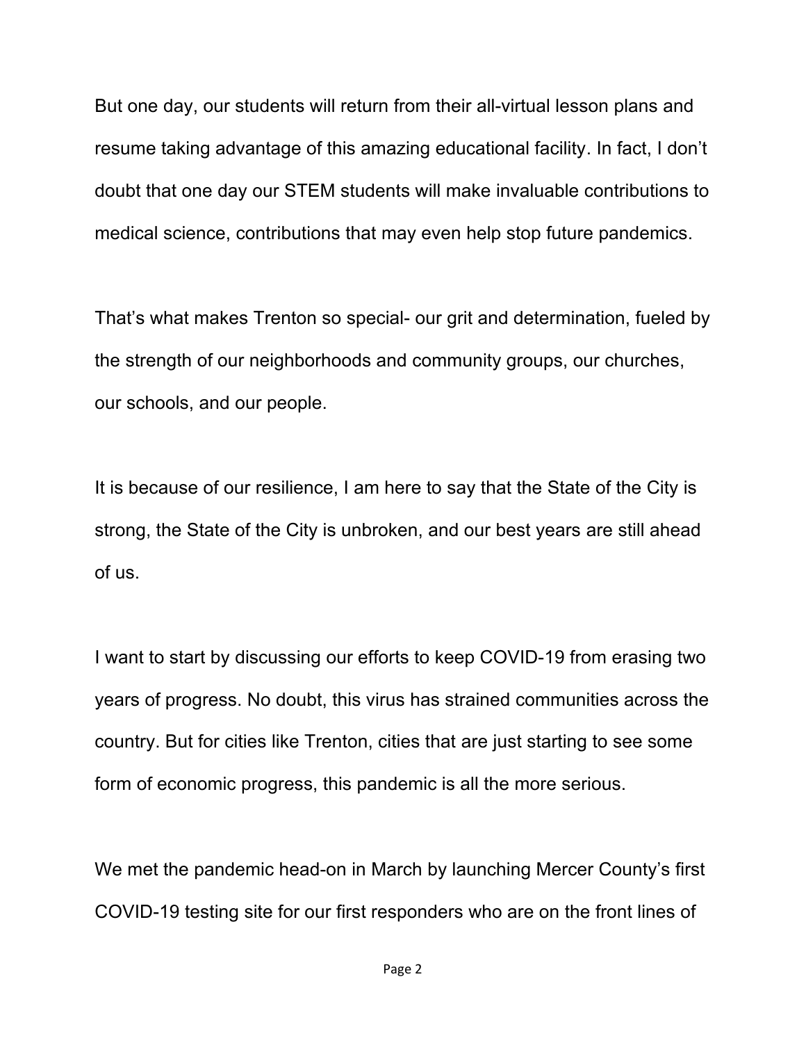But one day, our students will return from their all-virtual lesson plans and resume taking advantage of this amazing educational facility. In fact, I don't doubt that one day our STEM students will make invaluable contributions to medical science, contributions that may even help stop future pandemics.

That's what makes Trenton so special- our grit and determination, fueled by the strength of our neighborhoods and community groups, our churches, our schools, and our people.

It is because of our resilience, I am here to say that the State of the City is strong, the State of the City is unbroken, and our best years are still ahead of us.

I want to start by discussing our efforts to keep COVID-19 from erasing two years of progress. No doubt, this virus has strained communities across the country. But for cities like Trenton, cities that are just starting to see some form of economic progress, this pandemic is all the more serious.

We met the pandemic head-on in March by launching Mercer County's first COVID-19 testing site for our first responders who are on the front lines of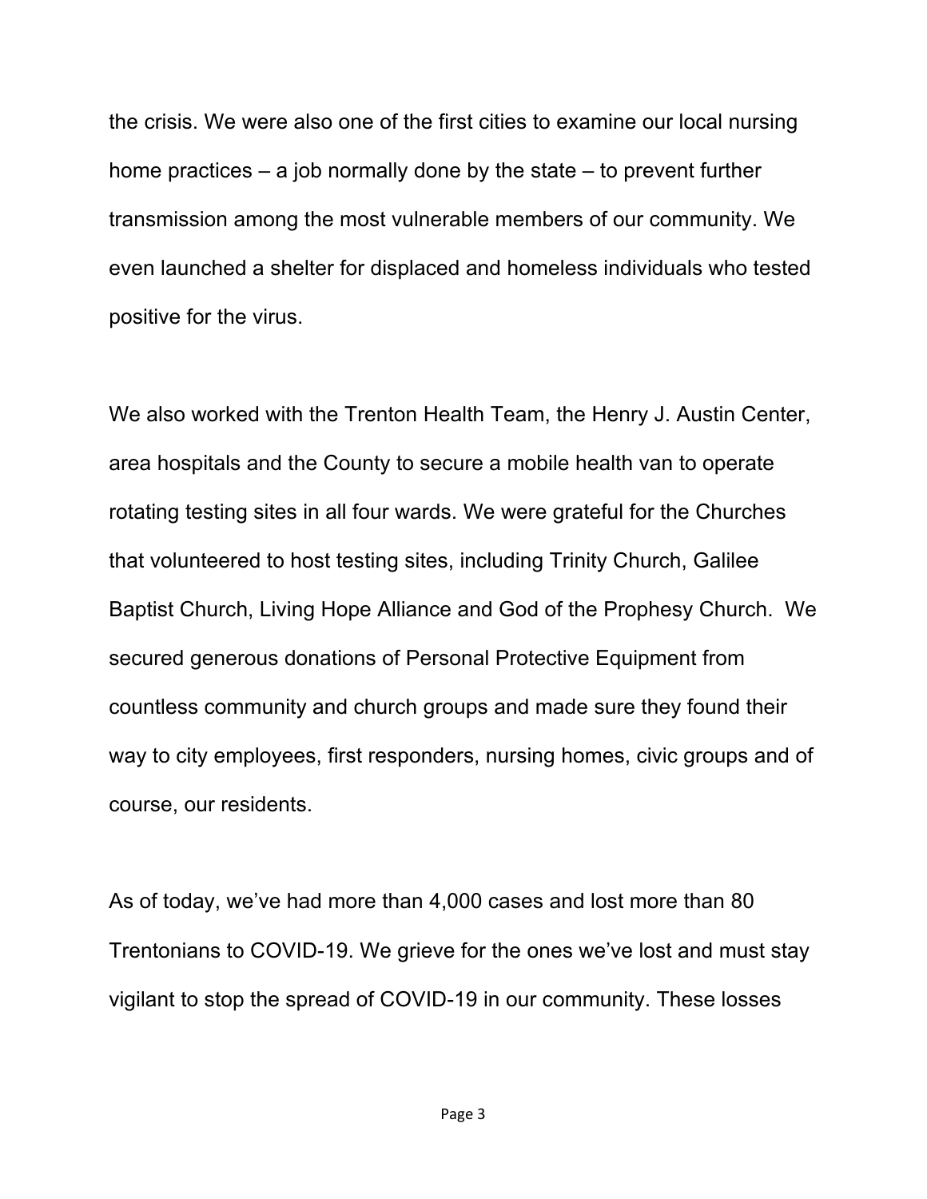the crisis. We were also one of the first cities to examine our local nursing home practices – a job normally done by the state – to prevent further transmission among the most vulnerable members of our community. We even launched a shelter for displaced and homeless individuals who tested positive for the virus.

We also worked with the Trenton Health Team, the Henry J. Austin Center, area hospitals and the County to secure a mobile health van to operate rotating testing sites in all four wards. We were grateful for the Churches that volunteered to host testing sites, including Trinity Church, Galilee Baptist Church, Living Hope Alliance and God of the Prophesy Church. We secured generous donations of Personal Protective Equipment from countless community and church groups and made sure they found their way to city employees, first responders, nursing homes, civic groups and of course, our residents.

As of today, we've had more than 4,000 cases and lost more than 80 Trentonians to COVID-19. We grieve for the ones we've lost and must stay vigilant to stop the spread of COVID-19 in our community. These losses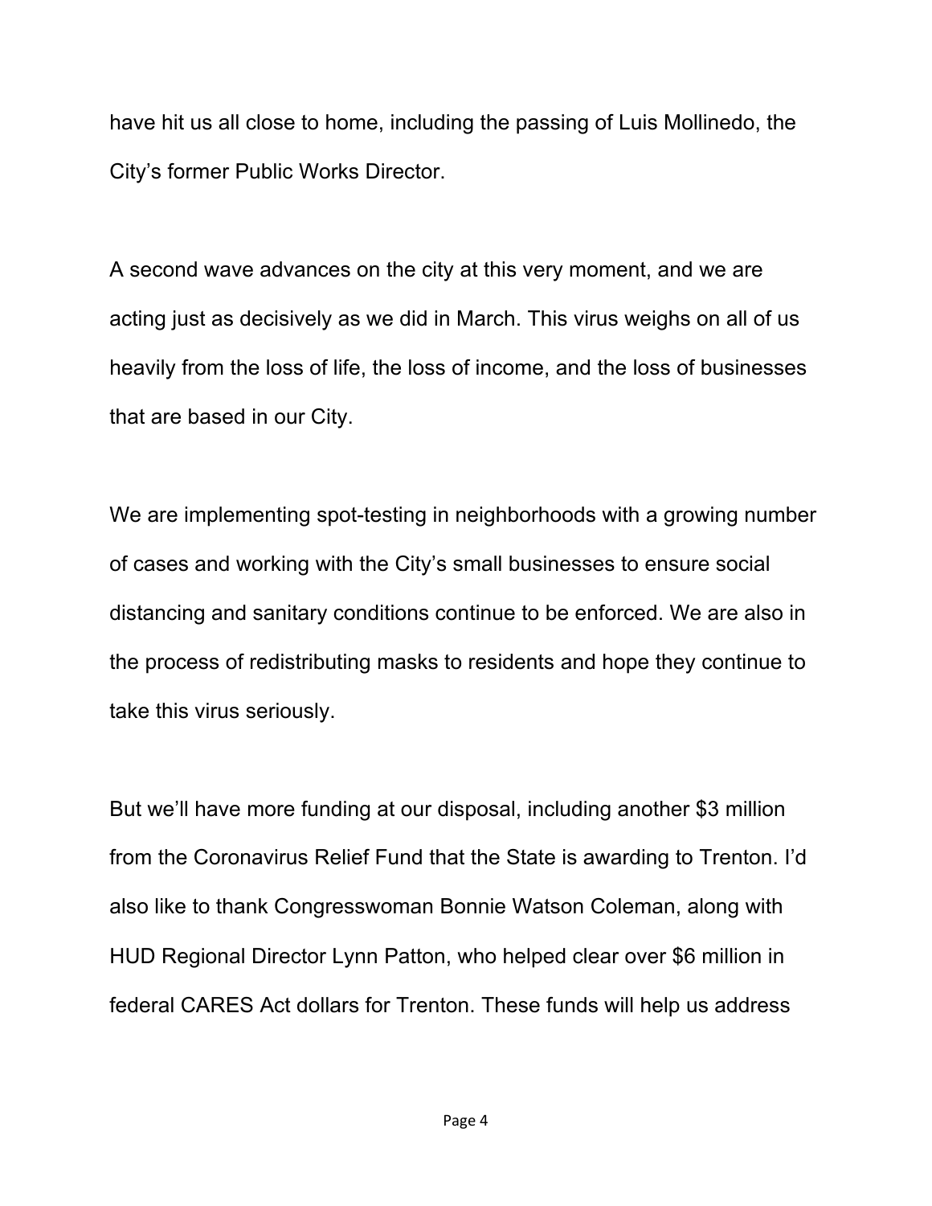have hit us all close to home, including the passing of Luis Mollinedo, the City's former Public Works Director.

A second wave advances on the city at this very moment, and we are acting just as decisively as we did in March. This virus weighs on all of us heavily from the loss of life, the loss of income, and the loss of businesses that are based in our City.

We are implementing spot-testing in neighborhoods with a growing number of cases and working with the City's small businesses to ensure social distancing and sanitary conditions continue to be enforced. We are also in the process of redistributing masks to residents and hope they continue to take this virus seriously.

But we'll have more funding at our disposal, including another $3 million from the Coronavirus Relief Fund that the State is awarding to Trenton. I'd also like to thank Congresswoman Bonnie Watson Coleman, along with HUD Regional Director Lynn Patton, who helped clear over $6 million in federal CARES Act dollars for Trenton. These funds will help us address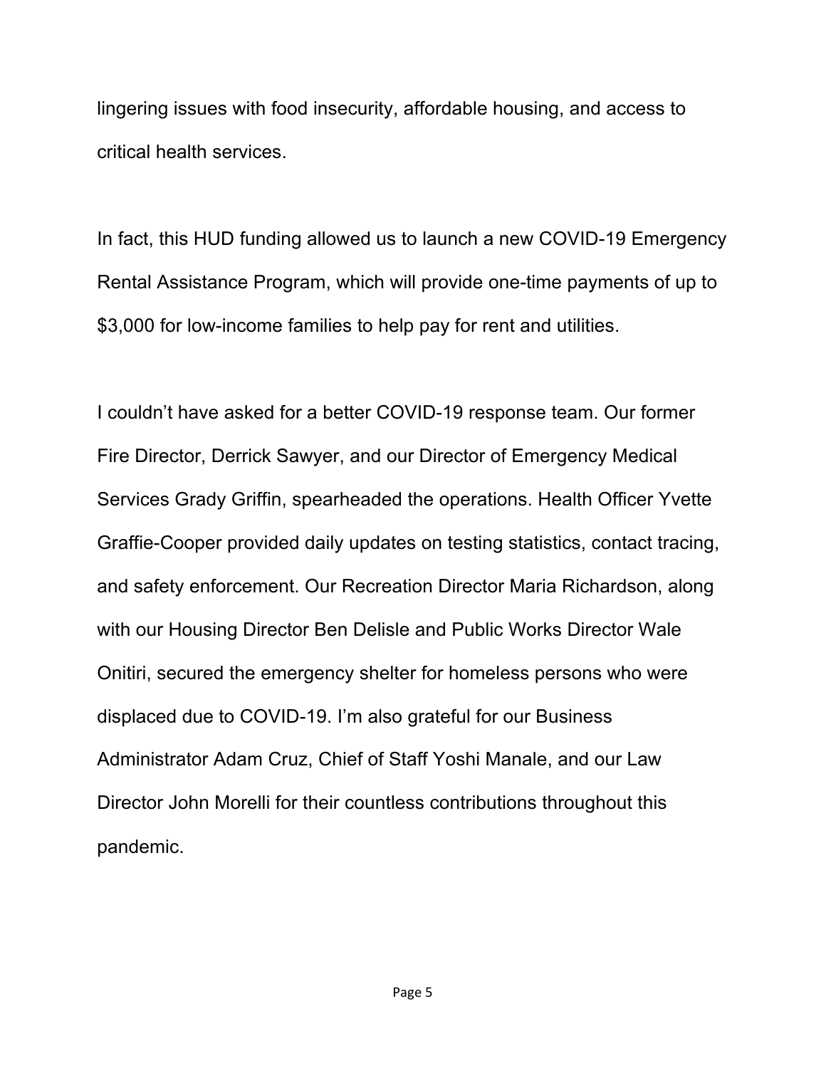lingering issues with food insecurity, affordable housing, and access to critical health services.

In fact, this HUD funding allowed us to launch a new COVID-19 Emergency Rental Assistance Program, which will provide one-time payments of up to $3,000 for low-income families to help pay for rent and utilities.

I couldn't have asked for a better COVID-19 response team. Our former Fire Director, Derrick Sawyer, and our Director of Emergency Medical Services Grady Griffin, spearheaded the operations. Health Officer Yvette Graffie-Cooper provided daily updates on testing statistics, contact tracing, and safety enforcement. Our Recreation Director Maria Richardson, along with our Housing Director Ben Delisle and Public Works Director Wale Onitiri, secured the emergency shelter for homeless persons who were displaced due to COVID-19. I'm also grateful for our Business Administrator Adam Cruz, Chief of Staff Yoshi Manale, and our Law Director John Morelli for their countless contributions throughout this pandemic.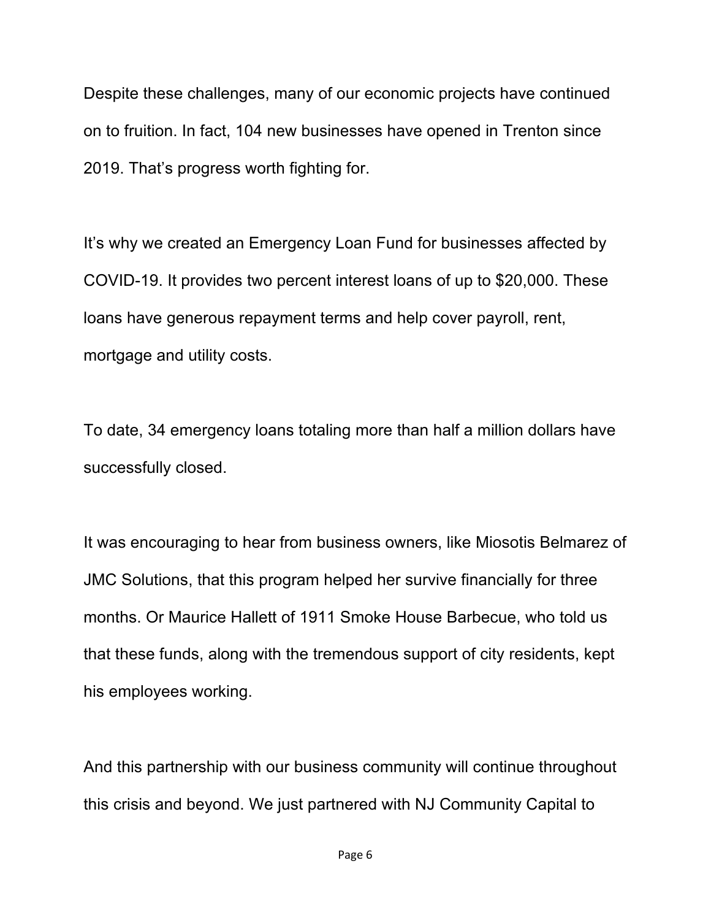Despite these challenges, many of our economic projects have continued on to fruition. In fact, 104 new businesses have opened in Trenton since 2019. That's progress worth fighting for.

It's why we created an Emergency Loan Fund for businesses affected by COVID-19. It provides two percent interest loans of up to $20,000. These loans have generous repayment terms and help cover payroll, rent, mortgage and utility costs.

To date, 34 emergency loans totaling more than half a million dollars have successfully closed.

It was encouraging to hear from business owners, like Miosotis Belmarez of JMC Solutions, that this program helped her survive financially for three months. Or Maurice Hallett of 1911 Smoke House Barbecue, who told us that these funds, along with the tremendous support of city residents, kept his employees working.

And this partnership with our business community will continue throughout this crisis and beyond. We just partnered with NJ Community Capital to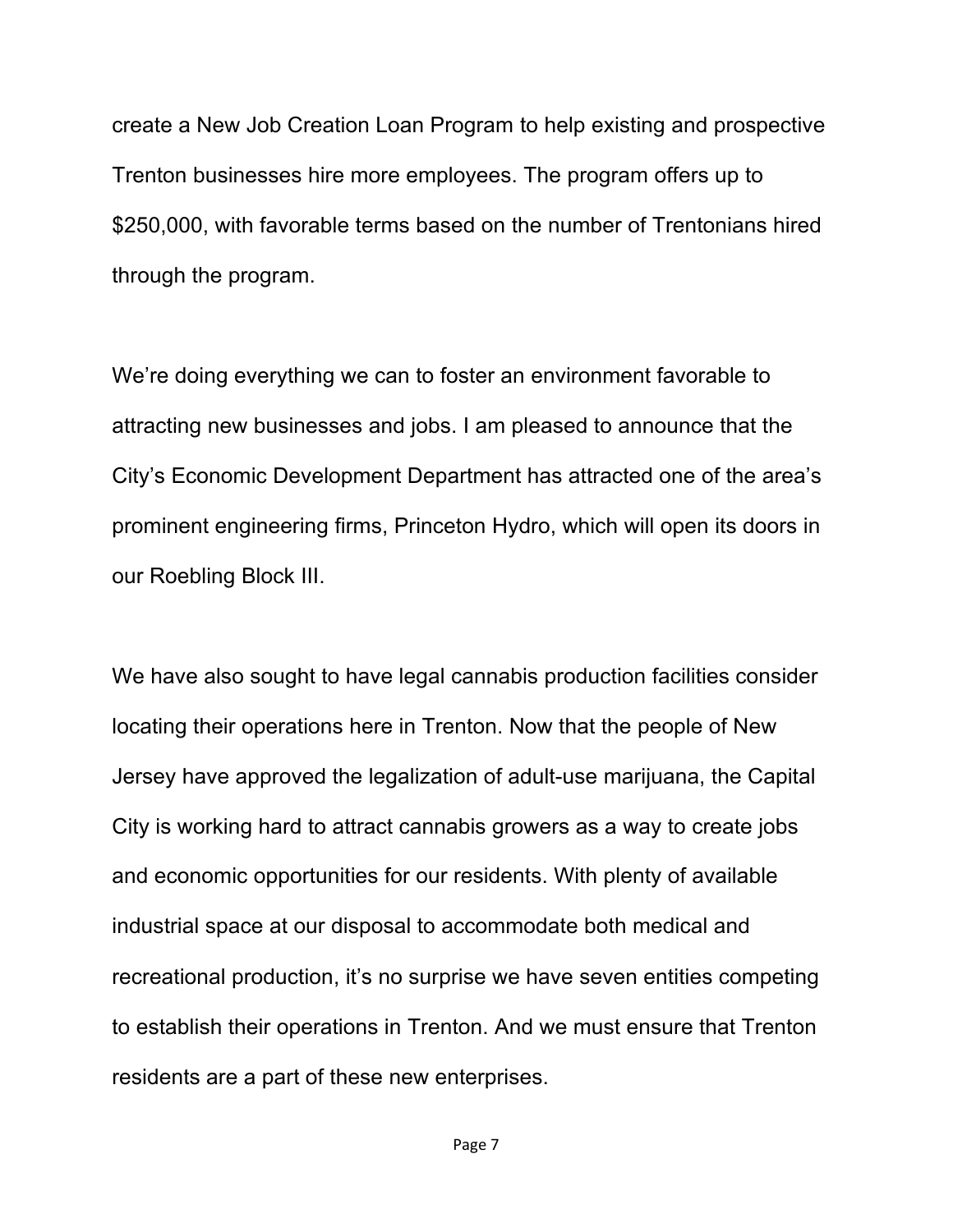create a New Job Creation Loan Program to help existing and prospective Trenton businesses hire more employees. The program offers up to $250,000, with favorable terms based on the number of Trentonians hired through the program.

We're doing everything we can to foster an environment favorable to attracting new businesses and jobs. I am pleased to announce that the City's Economic Development Department has attracted one of the area's prominent engineering firms, Princeton Hydro, which will open its doors in our Roebling Block III.

We have also sought to have legal cannabis production facilities consider locating their operations here in Trenton. Now that the people of New Jersey have approved the legalization of adult-use marijuana, the Capital City is working hard to attract cannabis growers as a way to create jobs and economic opportunities for our residents. With plenty of available industrial space at our disposal to accommodate both medical and recreational production, it's no surprise we have seven entities competing to establish their operations in Trenton. And we must ensure that Trenton residents are a part of these new enterprises.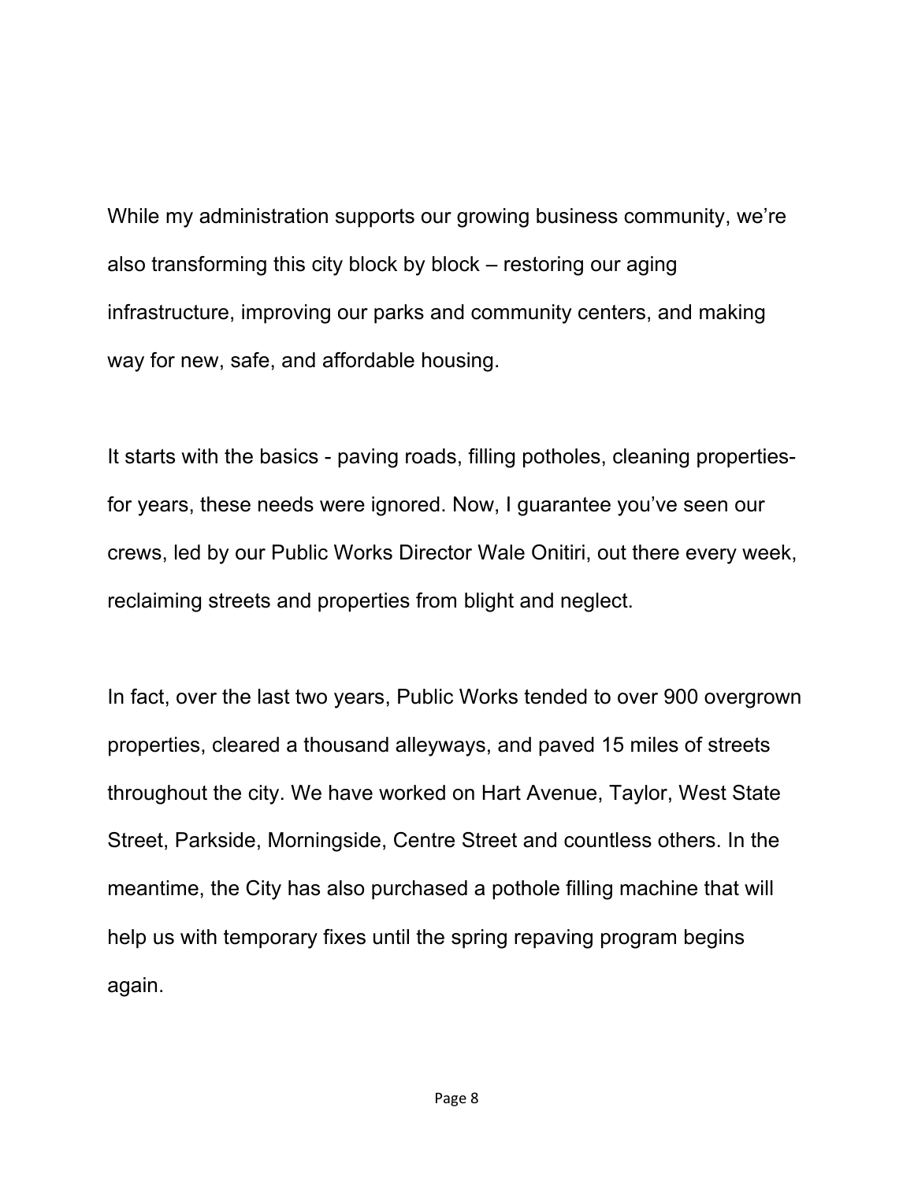While my administration supports our growing business community, we're also transforming this city block by block – restoring our aging infrastructure, improving our parks and community centers, and making way for new, safe, and affordable housing.

It starts with the basics - paving roads, filling potholes, cleaning properties- for years, these needs were ignored. Now, I guarantee you've seen our crews, led by our Public Works Director Wale Onitiri, out there every week, reclaiming streets and properties from blight and neglect.

In fact, over the last two years, Public Works tended to over 900 overgrown properties, cleared a thousand alleyways, and paved 15 miles of streets throughout the city. We have worked on Hart Avenue, Taylor, West State Street, Parkside, Morningside, Centre Street and countless others. In the meantime, the City has also purchased a pothole filling machine that will help us with temporary fixes until the spring repaving program begins again.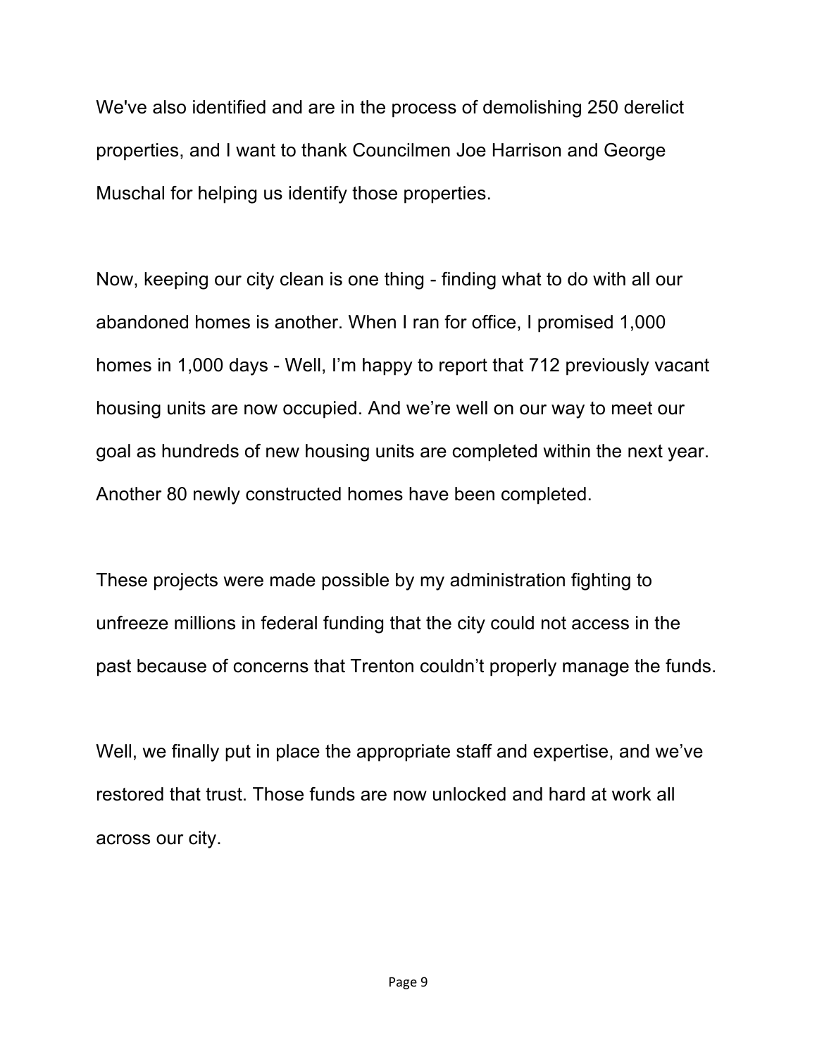We've also identified and are in the process of demolishing 250 derelict properties, and I want to thank Councilmen Joe Harrison and George Muschal for helping us identify those properties.

Now, keeping our city clean is one thing - finding what to do with all our abandoned homes is another. When I ran for office, I promised 1,000 homes in 1,000 days - Well, I'm happy to report that 712 previously vacant housing units are now occupied. And we're well on our way to meet our goal as hundreds of new housing units are completed within the next year. Another 80 newly constructed homes have been completed.

These projects were made possible by my administration fighting to unfreeze millions in federal funding that the city could not access in the past because of concerns that Trenton couldn't properly manage the funds.

Well, we finally put in place the appropriate staff and expertise, and we've restored that trust. Those funds are now unlocked and hard at work all across our city.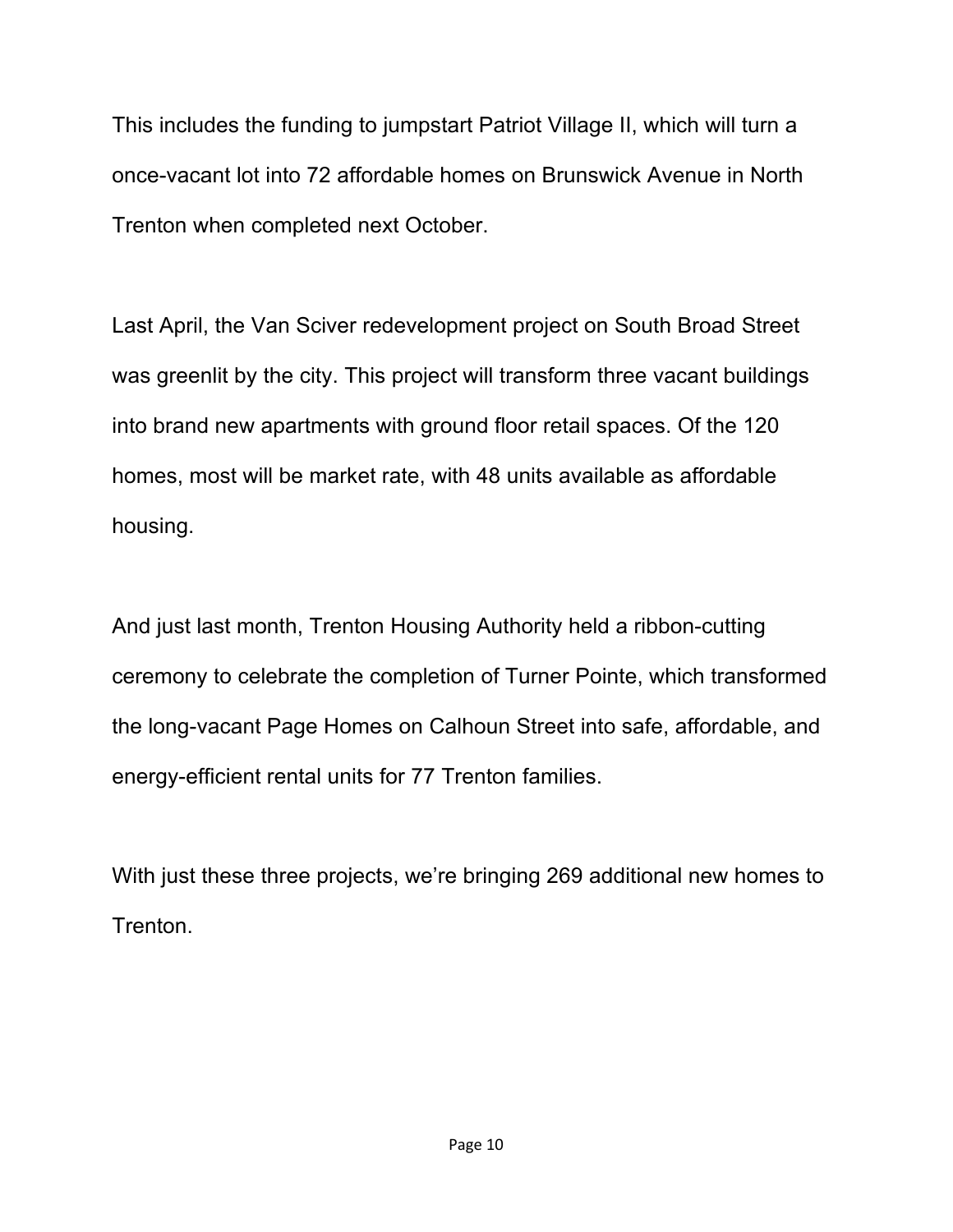This includes the funding to jumpstart Patriot Village II, which will turn a once-vacant lot into 72 affordable homes on Brunswick Avenue in North Trenton when completed next October.

Last April, the Van Sciver redevelopment project on South Broad Street was greenlit by the city. This project will transform three vacant buildings into brand new apartments with ground floor retail spaces. Of the 120 homes, most will be market rate, with 48 units available as affordable housing.

And just last month, Trenton Housing Authority held a ribbon-cutting ceremony to celebrate the completion of Turner Pointe, which transformed the long-vacant Page Homes on Calhoun Street into safe, affordable, and energy-efficient rental units for 77 Trenton families.

With just these three projects, we're bringing 269 additional new homes to Trenton.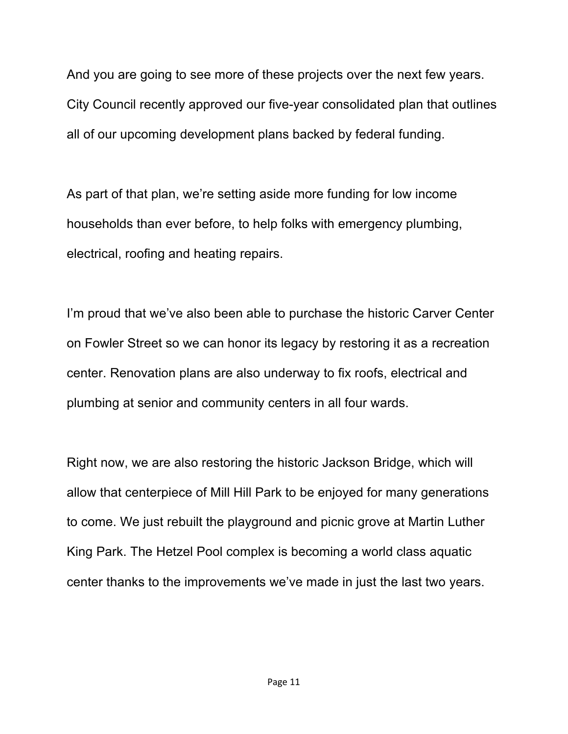And you are going to see more of these projects over the next few years. City Council recently approved our five-year consolidated plan that outlines all of our upcoming development plans backed by federal funding.

As part of that plan, we're setting aside more funding for low income households than ever before, to help folks with emergency plumbing, electrical, roofing and heating repairs.

I'm proud that we've also been able to purchase the historic Carver Center on Fowler Street so we can honor its legacy by restoring it as a recreation center. Renovation plans are also underway to fix roofs, electrical and plumbing at senior and community centers in all four wards.

Right now, we are also restoring the historic Jackson Bridge, which will allow that centerpiece of Mill Hill Park to be enjoyed for many generations to come. We just rebuilt the playground and picnic grove at Martin Luther King Park. The Hetzel Pool complex is becoming a world class aquatic center thanks to the improvements we've made in just the last two years.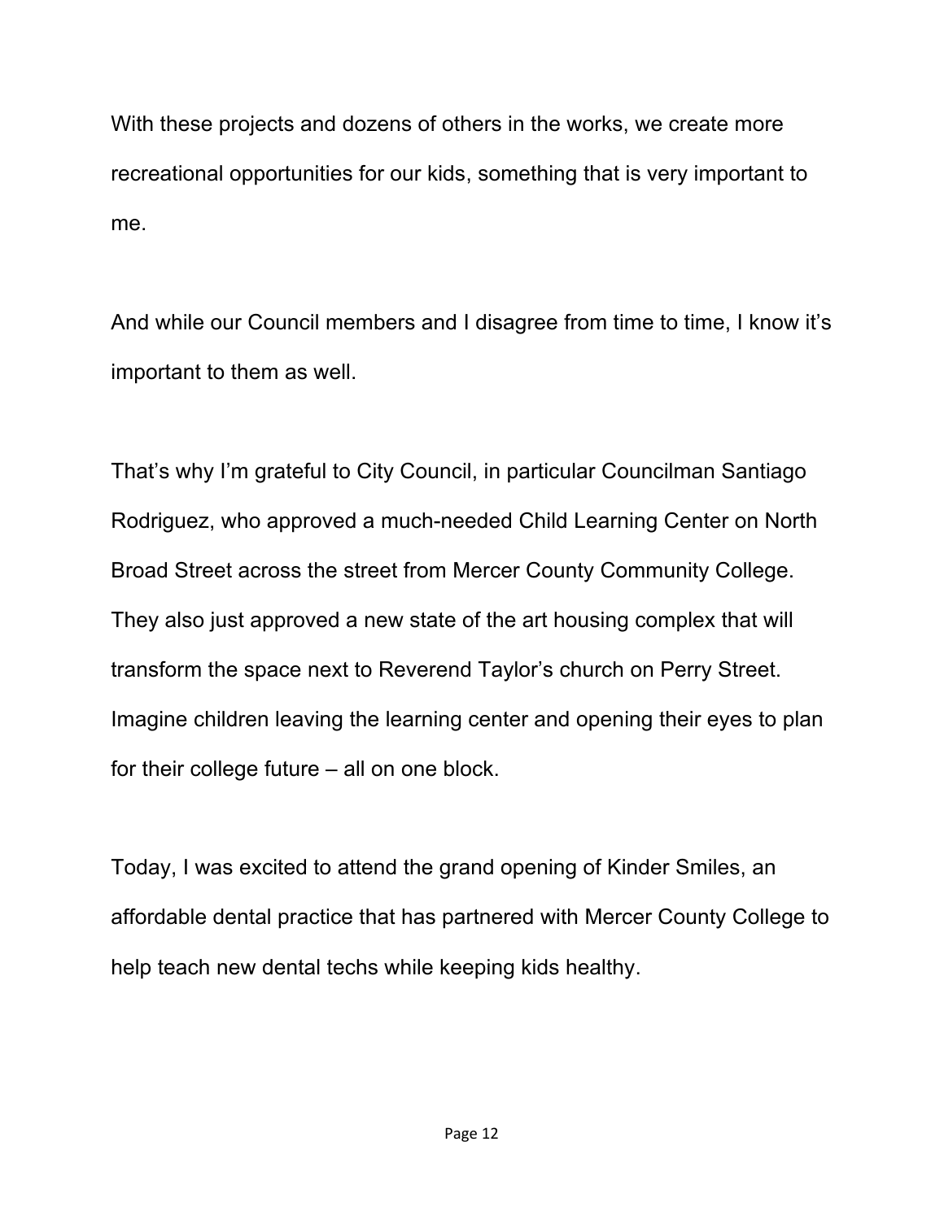With these projects and dozens of others in the works, we create more recreational opportunities for our kids, something that is very important to me.

And while our Council members and I disagree from time to time, I know it's important to them as well.

That's why I'm grateful to City Council, in particular Councilman Santiago Rodriguez, who approved a much-needed Child Learning Center on North Broad Street across the street from Mercer County Community College. They also just approved a new state of the art housing complex that will transform the space next to Reverend Taylor's church on Perry Street. Imagine children leaving the learning center and opening their eyes to plan for their college future – all on one block.

Today, I was excited to attend the grand opening of Kinder Smiles, an affordable dental practice that has partnered with Mercer County College to help teach new dental techs while keeping kids healthy.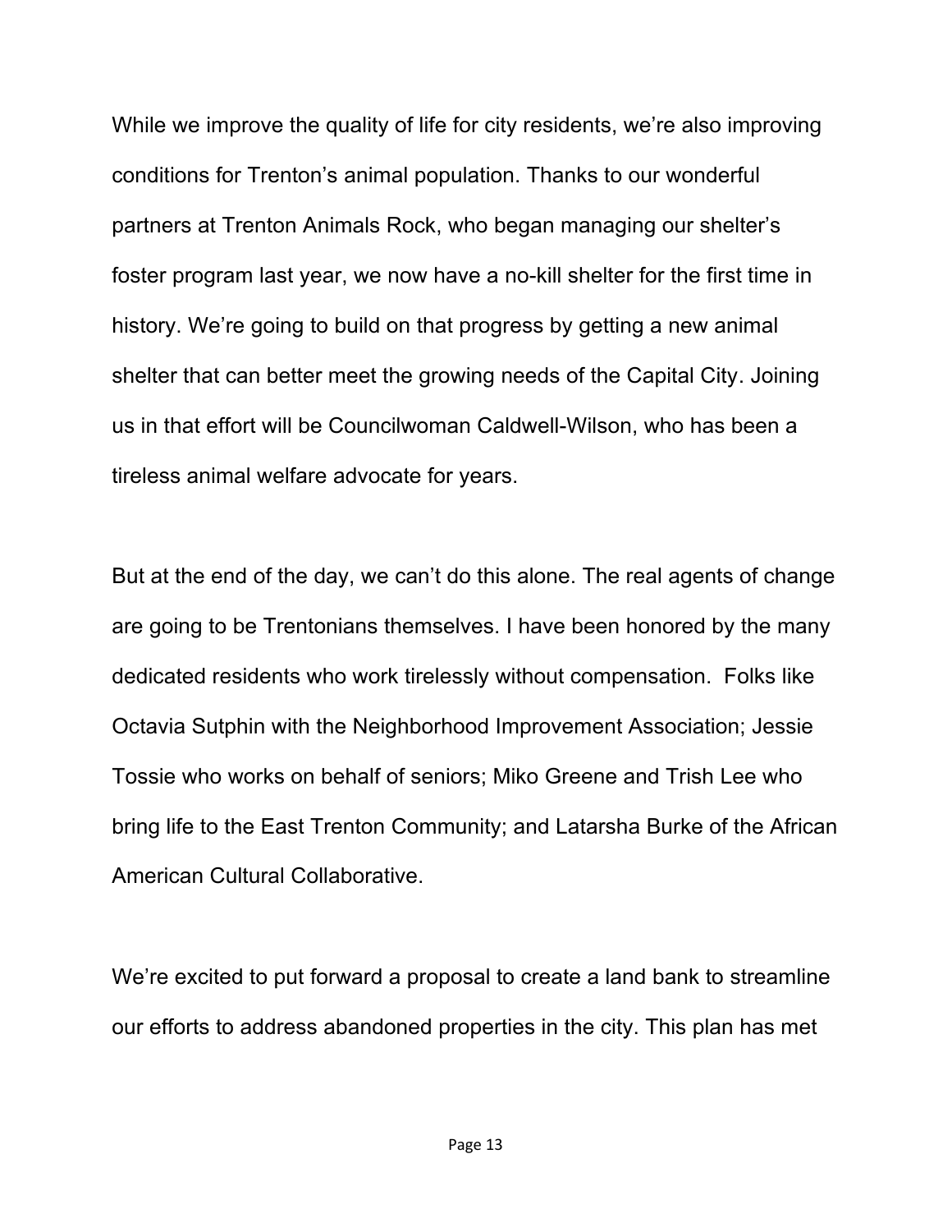While we improve the quality of life for city residents, we're also improving conditions for Trenton's animal population. Thanks to our wonderful partners at Trenton Animals Rock, who began managing our shelter's foster program last year, we now have a no-kill shelter for the first time in history. We're going to build on that progress by getting a new animal shelter that can better meet the growing needs of the Capital City. Joining us in that effort will be Councilwoman Caldwell-Wilson, who has been a tireless animal welfare advocate for years.

But at the end of the day, we can't do this alone. The real agents of change are going to be Trentonians themselves. I have been honored by the many dedicated residents who work tirelessly without compensation. Folks like Octavia Sutphin with the Neighborhood Improvement Association; Jessie Tossie who works on behalf of seniors; Miko Greene and Trish Lee who bring life to the East Trenton Community; and Latarsha Burke of the African American Cultural Collaborative.

We're excited to put forward a proposal to create a land bank to streamline our efforts to address abandoned properties in the city. This plan has met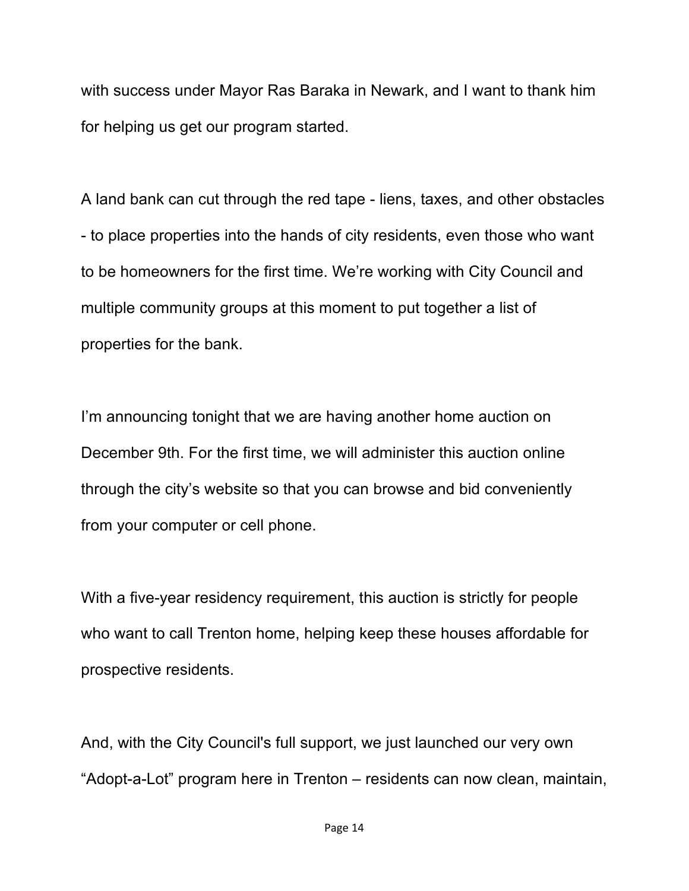with success under Mayor Ras Baraka in Newark, and I want to thank him for helping us get our program started.

A land bank can cut through the red tape - liens, taxes, and other obstacles - to place properties into the hands of city residents, even those who want to be homeowners for the first time. We're working with City Council and multiple community groups at this moment to put together a list of properties for the bank.

I'm announcing tonight that we are having another home auction on December 9th. For the first time, we will administer this auction online through the city's website so that you can browse and bid conveniently from your computer or cell phone.

With a five-year residency requirement, this auction is strictly for people who want to call Trenton home, helping keep these houses affordable for prospective residents.

And, with the City Council's full support, we just launched our very own "Adopt-a-Lot" program here in Trenton – residents can now clean, maintain,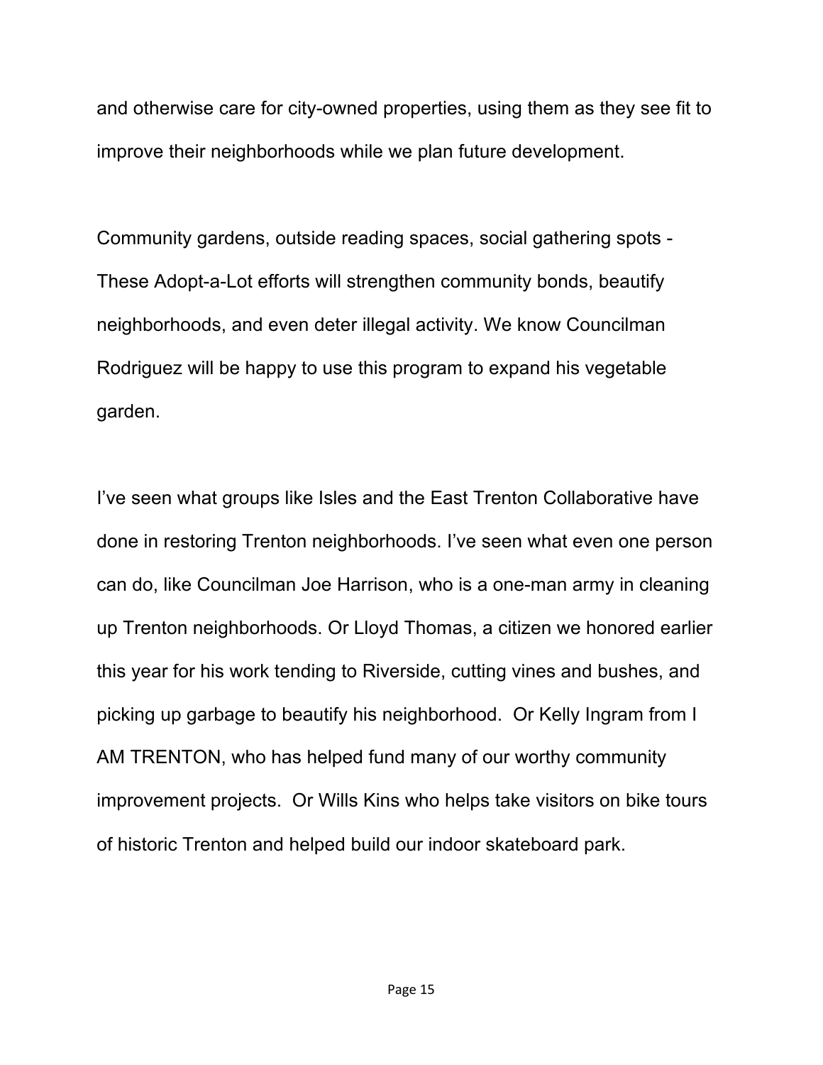and otherwise care for city-owned properties, using them as they see fit to improve their neighborhoods while we plan future development.

Community gardens, outside reading spaces, social gathering spots - These Adopt-a-Lot efforts will strengthen community bonds, beautify neighborhoods, and even deter illegal activity. We know Councilman Rodriguez will be happy to use this program to expand his vegetable garden.

I've seen what groups like Isles and the East Trenton Collaborative have done in restoring Trenton neighborhoods. I've seen what even one person can do, like Councilman Joe Harrison, who is a one-man army in cleaning up Trenton neighborhoods. Or Lloyd Thomas, a citizen we honored earlier this year for his work tending to Riverside, cutting vines and bushes, and picking up garbage to beautify his neighborhood. Or Kelly Ingram from I AM TRENTON, who has helped fund many of our worthy community improvement projects. Or Wills Kins who helps take visitors on bike tours of historic Trenton and helped build our indoor skateboard park.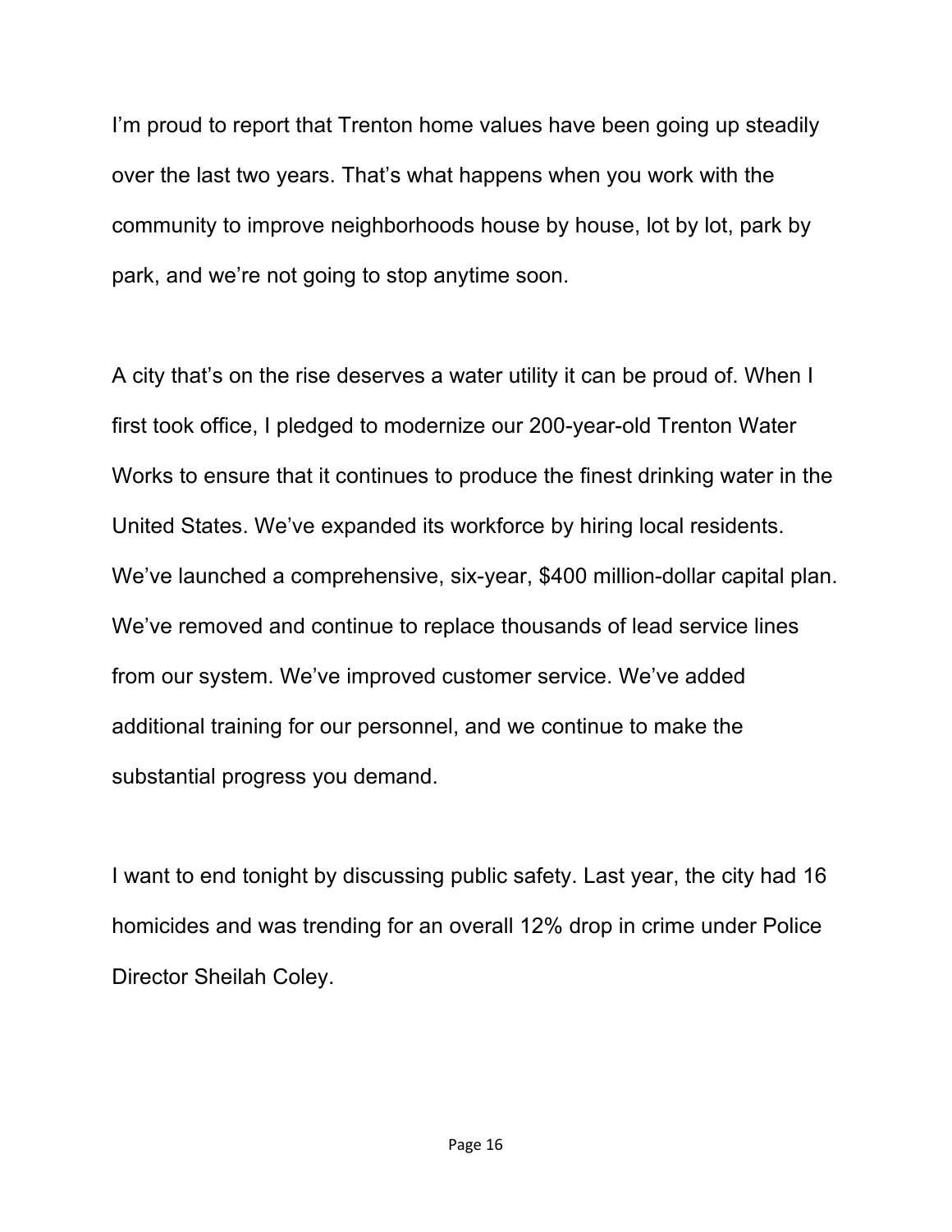I'm proud to report that Trenton home values have been going up steadily over the last two years. That's what happens when you work with the community to improve neighborhoods house by house, lot by lot, park by park, and we're not going to stop anytime soon.

A city that's on the rise deserves a water utility it can be proud of. When I first took office, I pledged to modernize our 200-year-old Trenton Water Works to ensure that it continues to produce the finest drinking water in the United States. We've expanded its workforce by hiring local residents. We've launched a comprehensive, six-year, $400 million-dollar capital plan. We've removed and continue to replace thousands of lead service lines from our system. We've improved customer service. We've added additional training for our personnel, and we continue to make the substantial progress you demand.

I want to end tonight by discussing public safety. Last year, the city had 16 homicides and was trending for an overall 12% drop in crime under Police Director Sheilah Coley.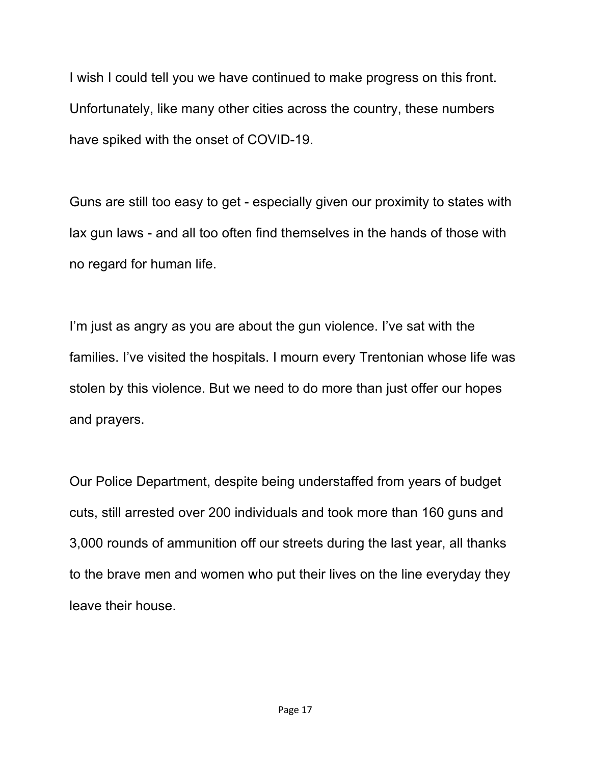I wish I could tell you we have continued to make progress on this front. Unfortunately, like many other cities across the country, these numbers have spiked with the onset of COVID-19.

Guns are still too easy to get - especially given our proximity to states with lax gun laws - and all too often find themselves in the hands of those with no regard for human life.

I'm just as angry as you are about the gun violence. I've sat with the families. I've visited the hospitals. I mourn every Trentonian whose life was stolen by this violence. But we need to do more than just offer our hopes and prayers.

Our Police Department, despite being understaffed from years of budget cuts, still arrested over 200 individuals and took more than 160 guns and 3,000 rounds of ammunition off our streets during the last year, all thanks to the brave men and women who put their lives on the line everyday they leave their house.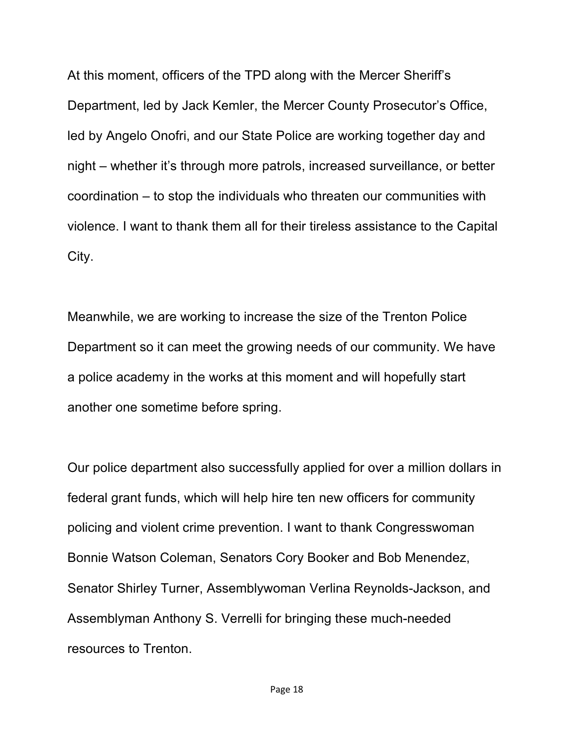At this moment, officers of the TPD along with the Mercer Sheriff's Department, led by Jack Kemler, the Mercer County Prosecutor's Office, led by Angelo Onofri, and our State Police are working together day and night – whether it's through more patrols, increased surveillance, or better coordination – to stop the individuals who threaten our communities with violence. I want to thank them all for their tireless assistance to the Capital City.

Meanwhile, we are working to increase the size of the Trenton Police Department so it can meet the growing needs of our community. We have a police academy in the works at this moment and will hopefully start another one sometime before spring.

Our police department also successfully applied for over a million dollars in federal grant funds, which will help hire ten new officers for community policing and violent crime prevention. I want to thank Congresswoman Bonnie Watson Coleman, Senators Cory Booker and Bob Menendez, Senator Shirley Turner, Assemblywoman Verlina Reynolds-Jackson, and Assemblyman Anthony S. Verrelli for bringing these much-needed resources to Trenton.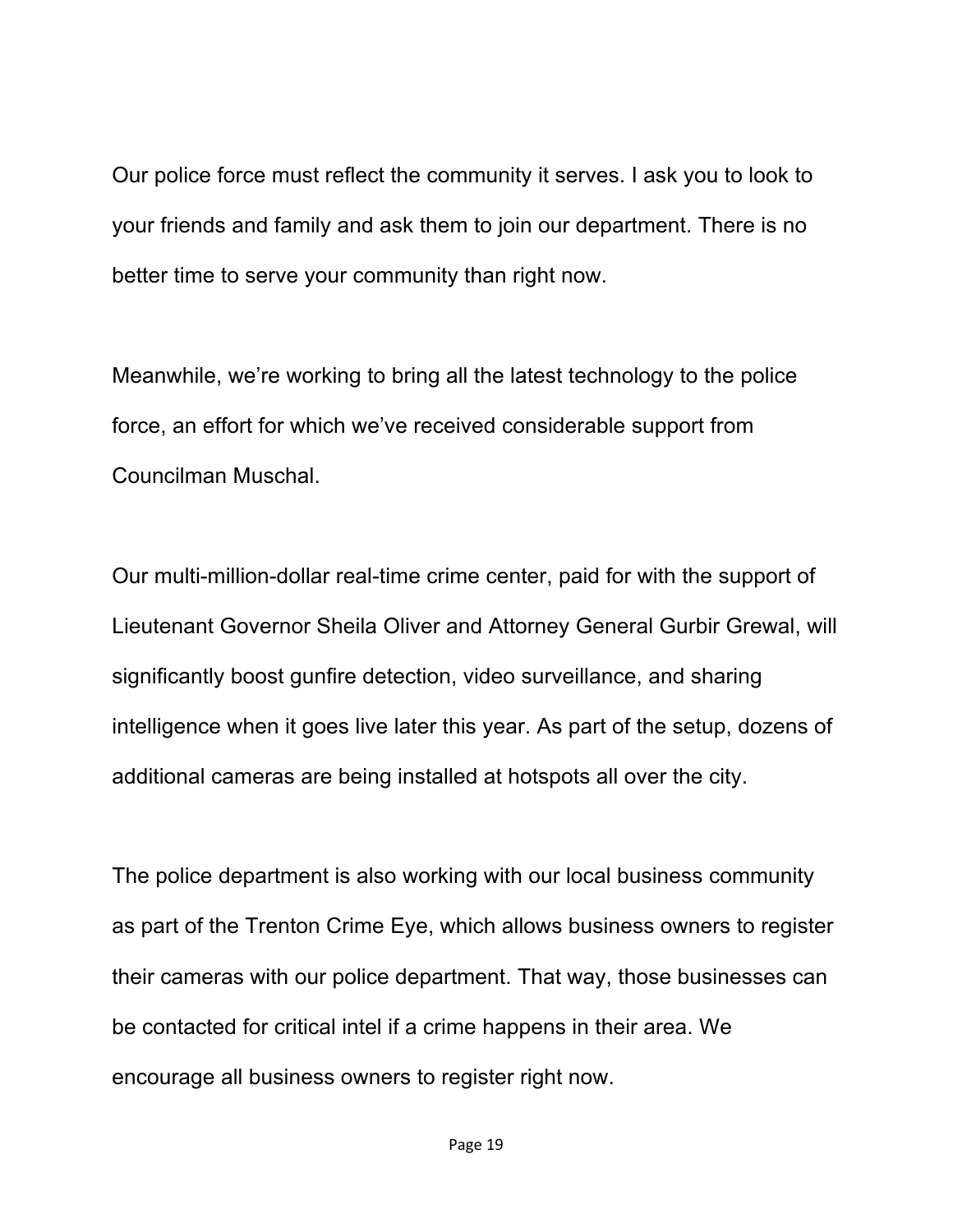Our police force must reflect the community it serves. I ask you to look to your friends and family and ask them to join our department. There is no better time to serve your community than right now.

Meanwhile, we’re working to bring all the latest technology to the police force, an effort for which we’ve received considerable support from Councilman Muschal.

Our multi-million-dollar real-time crime center, paid for with the support of Lieutenant Governor Sheila Oliver and Attorney General Gurbir Grewal, will significantly boost gunfire detection, video surveillance, and sharing intelligence when it goes live later this year. As part of the setup, dozens of additional cameras are being installed at hotspots all over the city.

The police department is also working with our local business community as part of the Trenton Crime Eye, which allows business owners to register their cameras with our police department. That way, those businesses can be contacted for critical intel if a crime happens in their area. We encourage all business owners to register right now.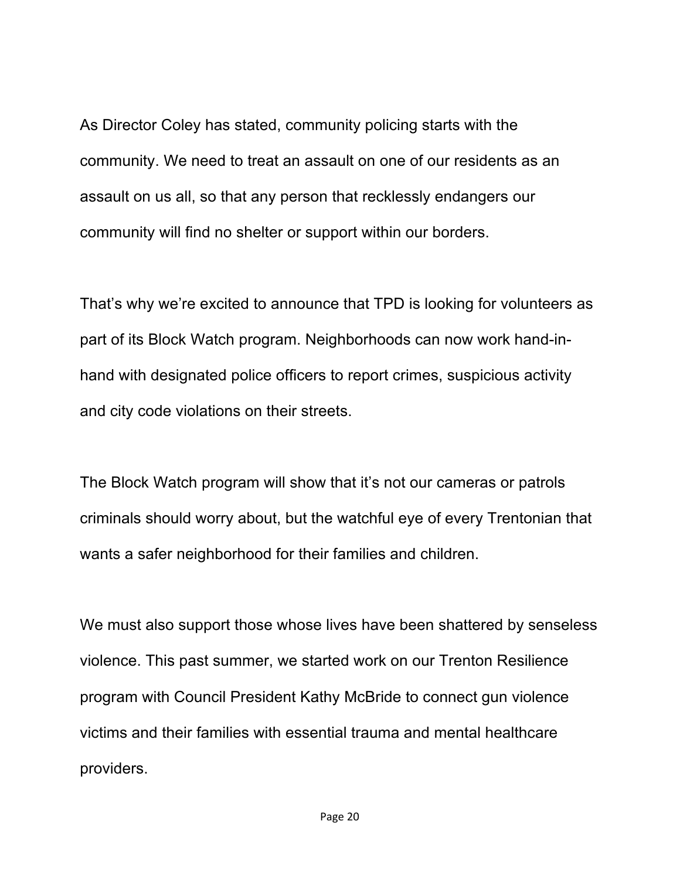As Director Coley has stated, community policing starts with the community. We need to treat an assault on one of our residents as an assault on us all, so that any person that recklessly endangers our community will find no shelter or support within our borders.

That's why we're excited to announce that TPD is looking for volunteers as part of its Block Watch program. Neighborhoods can now work hand-in-hand with designated police officers to report crimes, suspicious activity and city code violations on their streets.

The Block Watch program will show that it's not our cameras or patrols criminals should worry about, but the watchful eye of every Trentonian that wants a safer neighborhood for their families and children.

We must also support those whose lives have been shattered by senseless violence. This past summer, we started work on our Trenton Resilience program with Council President Kathy McBride to connect gun violence victims and their families with essential trauma and mental healthcare providers.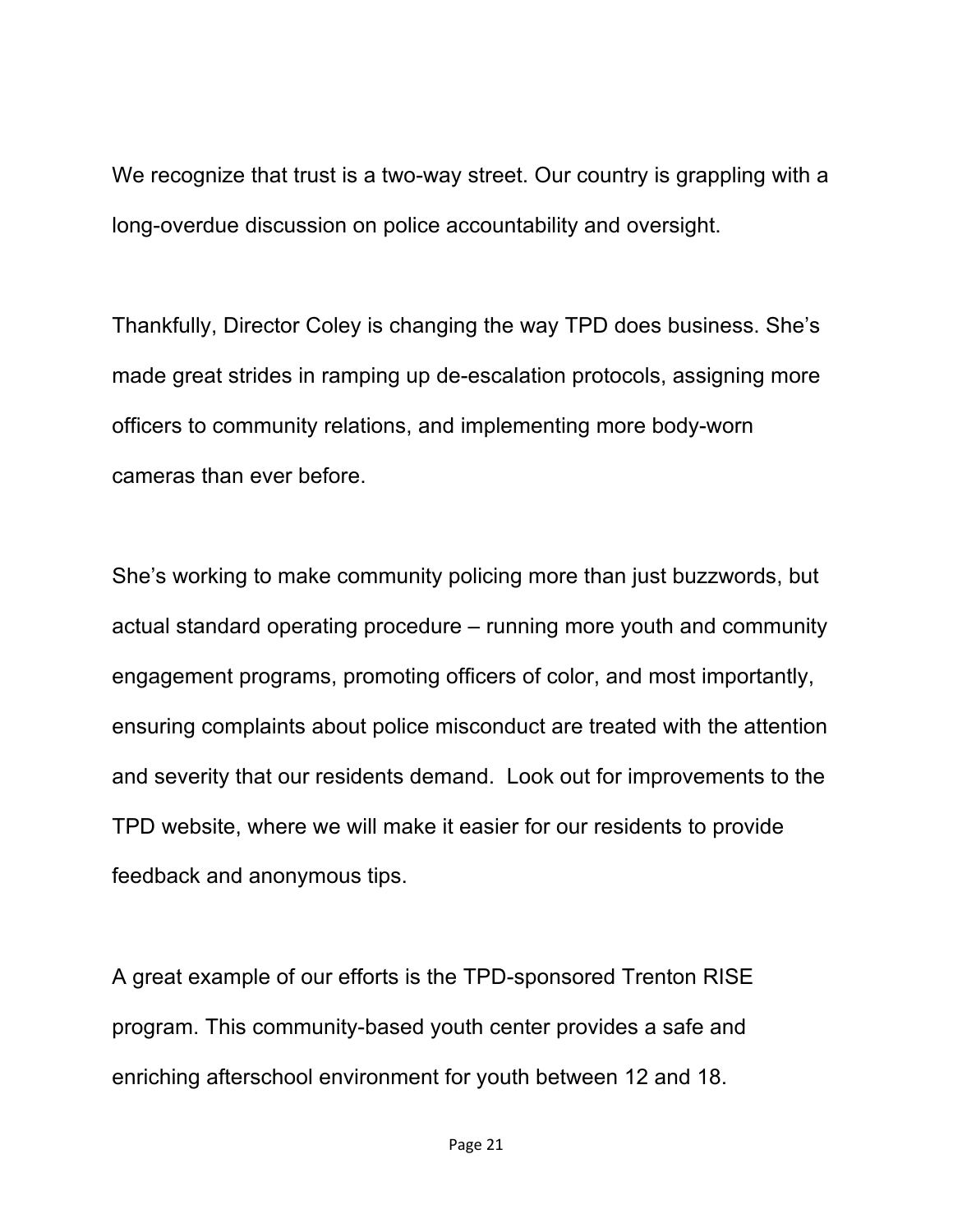We recognize that trust is a two-way street. Our country is grappling with a long-overdue discussion on police accountability and oversight.

Thankfully, Director Coley is changing the way TPD does business. She's made great strides in ramping up de-escalation protocols, assigning more officers to community relations, and implementing more body-worn cameras than ever before.

She's working to make community policing more than just buzzwords, but actual standard operating procedure – running more youth and community engagement programs, promoting officers of color, and most importantly, ensuring complaints about police misconduct are treated with the attention and severity that our residents demand.  Look out for improvements to the TPD website, where we will make it easier for our residents to provide feedback and anonymous tips.

A great example of our efforts is the TPD-sponsored Trenton RISE program. This community-based youth center provides a safe and enriching afterschool environment for youth between 12 and 18.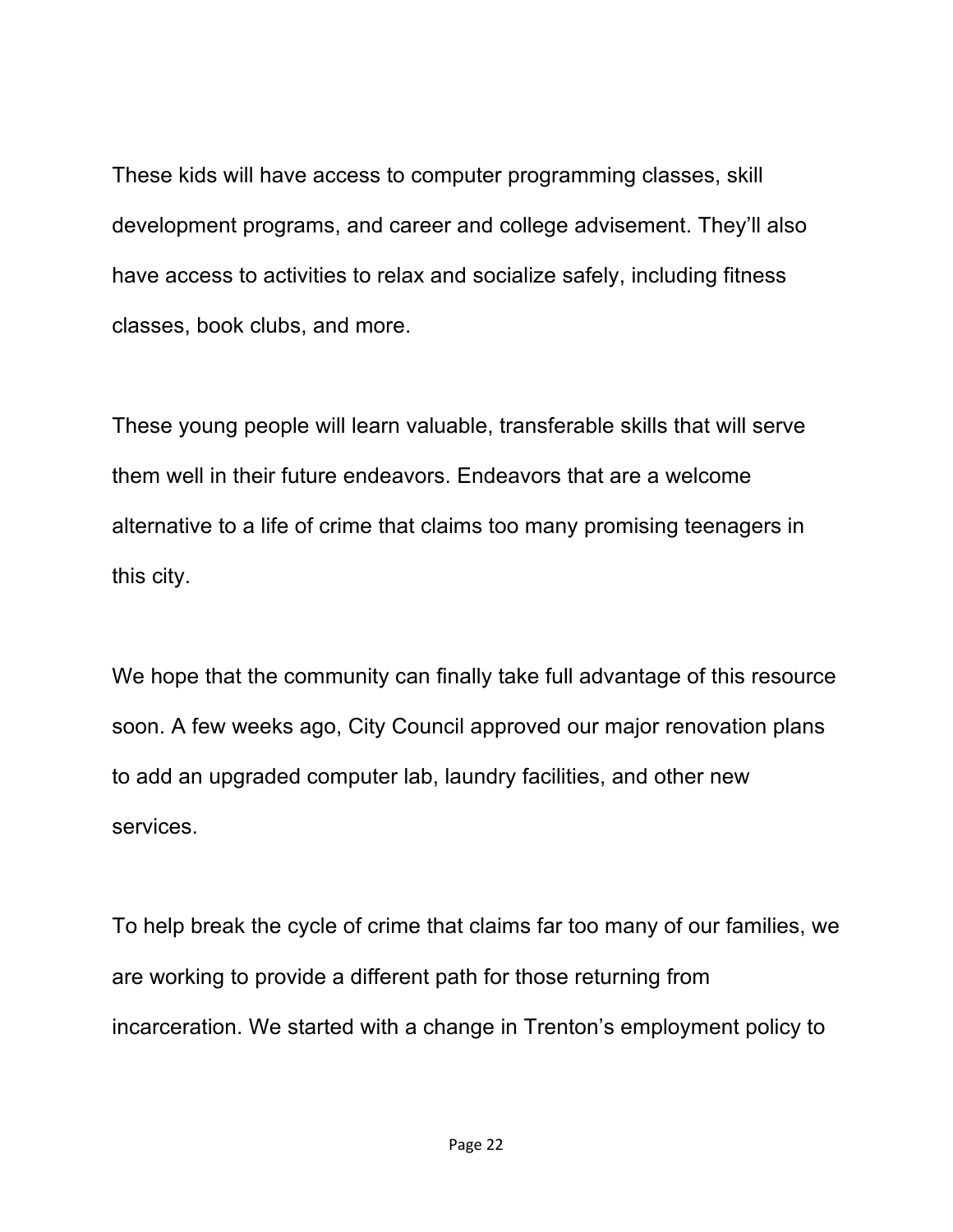These kids will have access to computer programming classes, skill development programs, and career and college advisement. They'll also have access to activities to relax and socialize safely, including fitness classes, book clubs, and more.

These young people will learn valuable, transferable skills that will serve them well in their future endeavors. Endeavors that are a welcome alternative to a life of crime that claims too many promising teenagers in this city.

We hope that the community can finally take full advantage of this resource soon. A few weeks ago, City Council approved our major renovation plans to add an upgraded computer lab, laundry facilities, and other new services.

To help break the cycle of crime that claims far too many of our families, we are working to provide a different path for those returning from incarceration. We started with a change in Trenton's employment policy to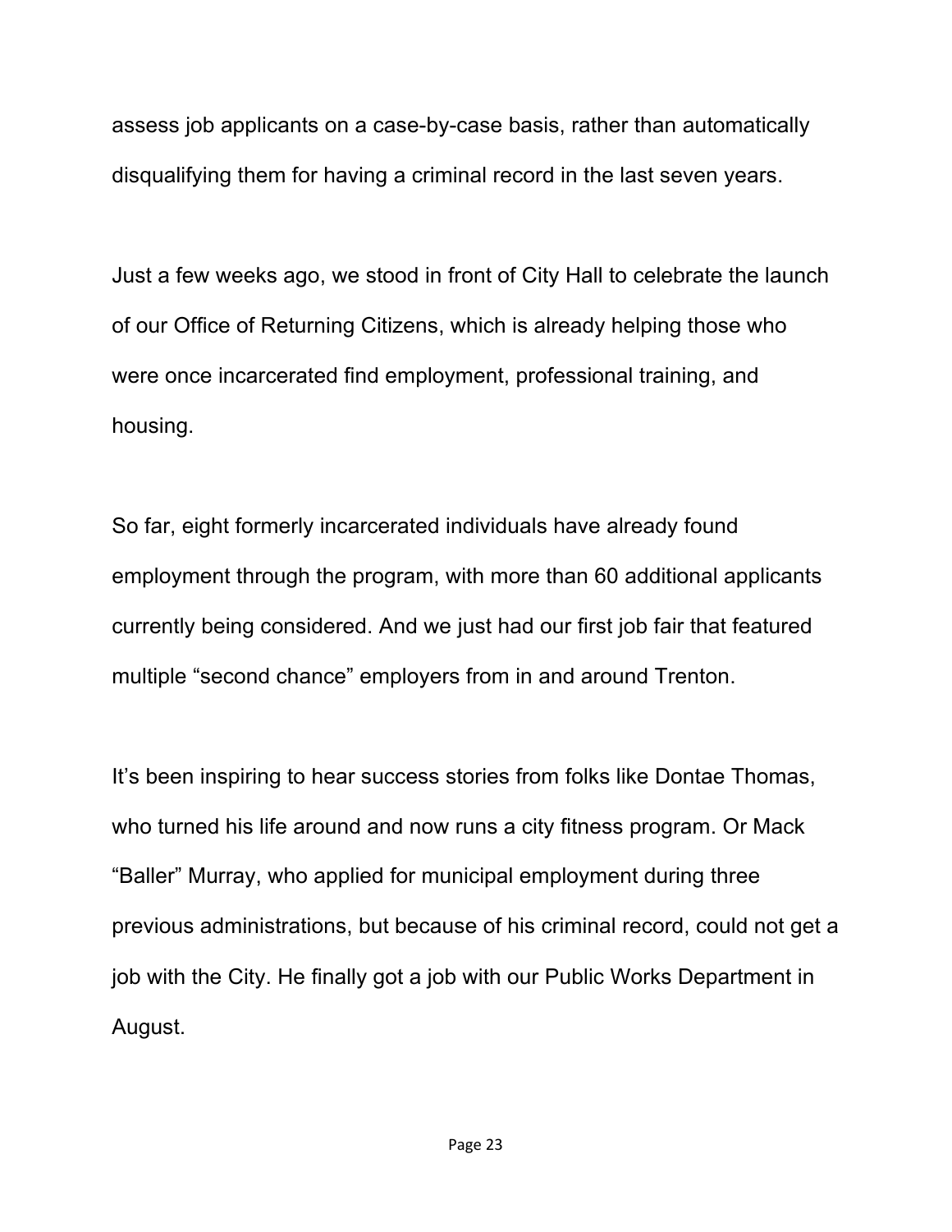assess job applicants on a case-by-case basis, rather than automatically disqualifying them for having a criminal record in the last seven years.

Just a few weeks ago, we stood in front of City Hall to celebrate the launch of our Office of Returning Citizens, which is already helping those who were once incarcerated find employment, professional training, and housing.

So far, eight formerly incarcerated individuals have already found employment through the program, with more than 60 additional applicants currently being considered. And we just had our first job fair that featured multiple "second chance" employers from in and around Trenton.

It's been inspiring to hear success stories from folks like Dontae Thomas, who turned his life around and now runs a city fitness program. Or Mack "Baller" Murray, who applied for municipal employment during three previous administrations, but because of his criminal record, could not get a job with the City. He finally got a job with our Public Works Department in August.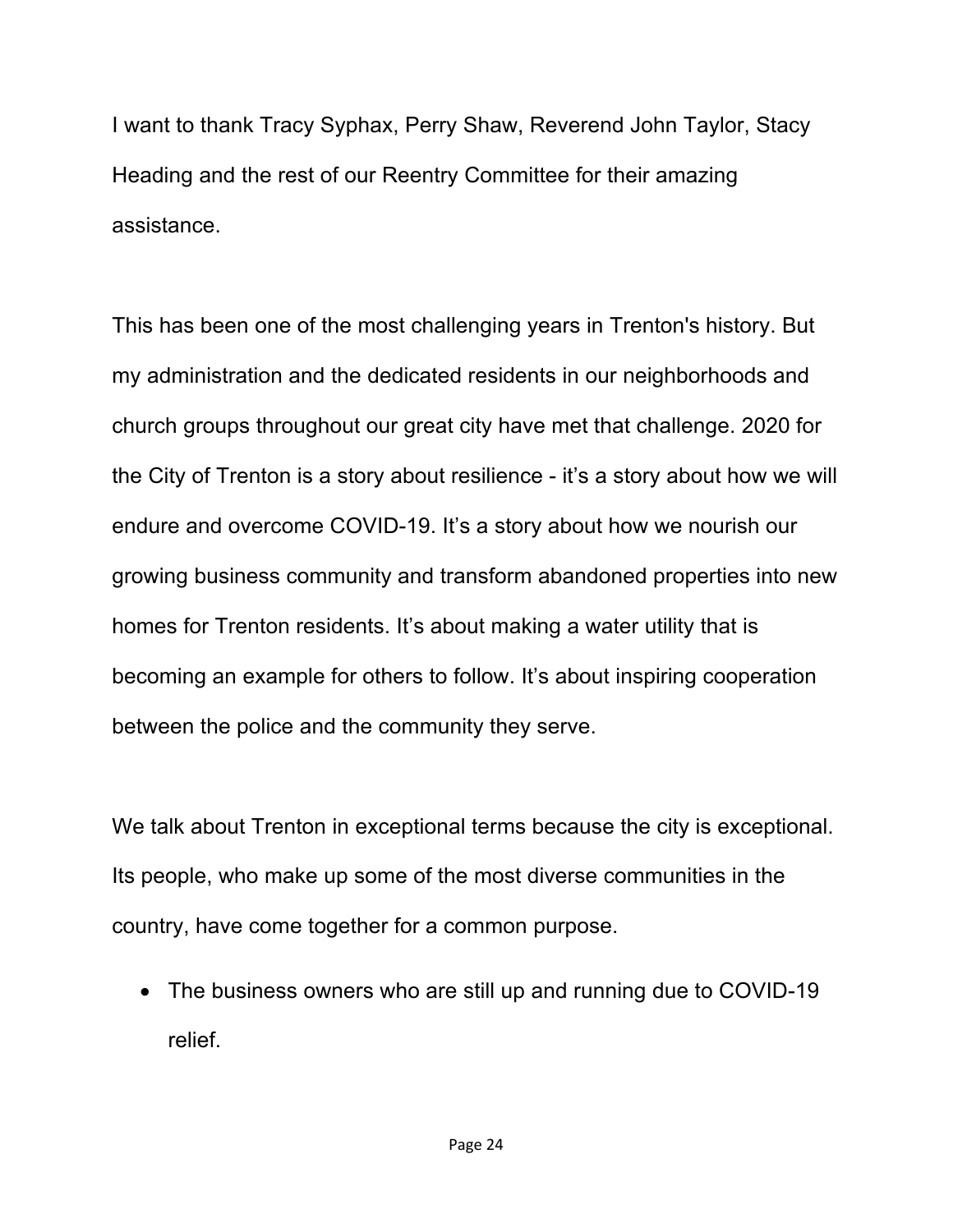I want to thank Tracy Syphax, Perry Shaw, Reverend John Taylor, Stacy Heading and the rest of our Reentry Committee for their amazing assistance.

This has been one of the most challenging years in Trenton's history. But my administration and the dedicated residents in our neighborhoods and church groups throughout our great city have met that challenge. 2020 for the City of Trenton is a story about resilience - it's a story about how we will endure and overcome COVID-19. It's a story about how we nourish our growing business community and transform abandoned properties into new homes for Trenton residents. It's about making a water utility that is becoming an example for others to follow. It's about inspiring cooperation between the police and the community they serve.

We talk about Trenton in exceptional terms because the city is exceptional. Its people, who make up some of the most diverse communities in the country, have come together for a common purpose.

- The business owners who are still up and running due to COVID-19 relief.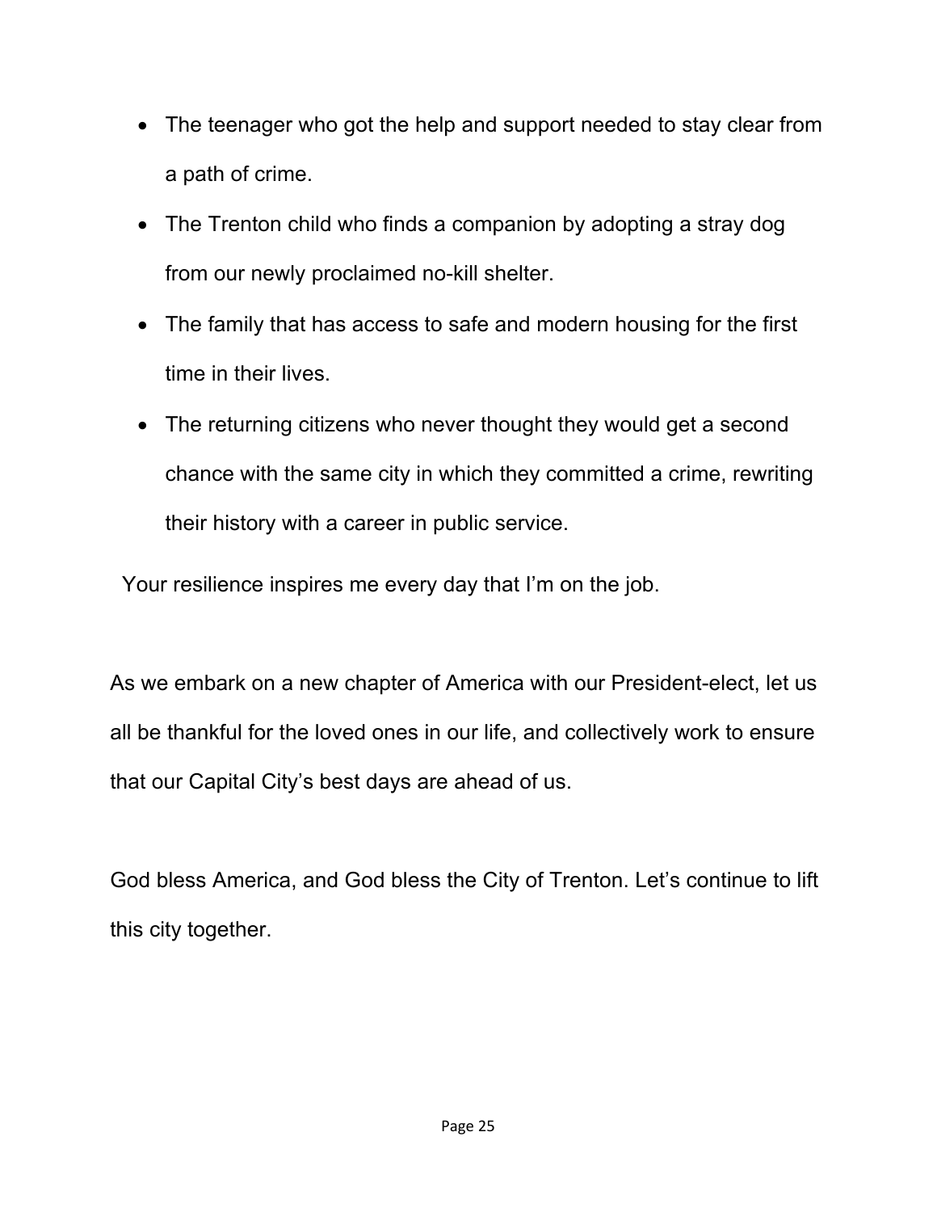- The teenager who got the help and support needed to stay clear from a path of crime.
- The Trenton child who finds a companion by adopting a stray dog from our newly proclaimed no-kill shelter.
- The family that has access to safe and modern housing for the first time in their lives.
- The returning citizens who never thought they would get a second chance with the same city in which they committed a crime, rewriting their history with a career in public service.

Your resilience inspires me every day that I'm on the job.

As we embark on a new chapter of America with our President-elect, let us all be thankful for the loved ones in our life, and collectively work to ensure that our Capital City's best days are ahead of us.

God bless America, and God bless the City of Trenton. Let's continue to lift this city together.